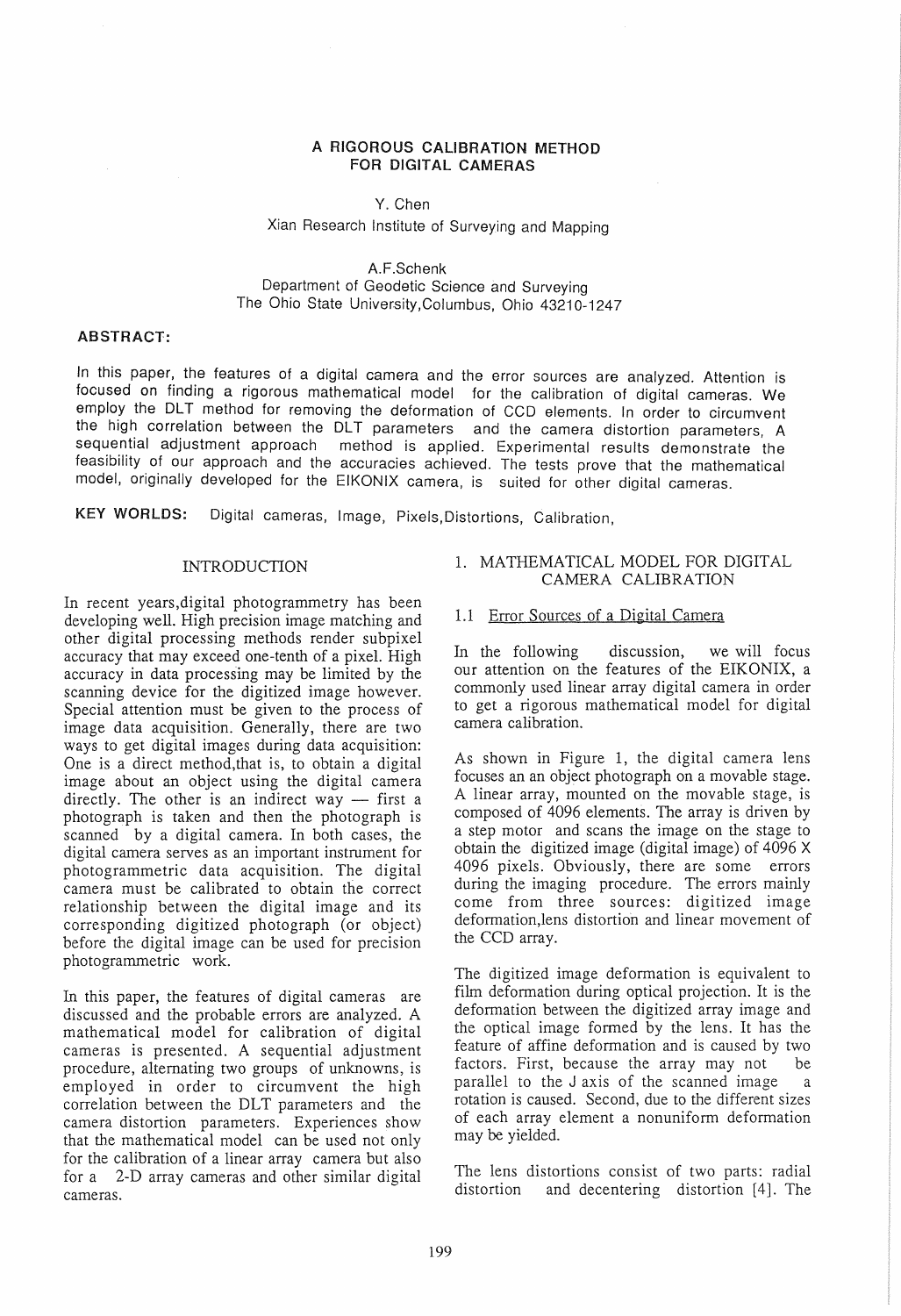# A RIGOROUS CALIBRATION METHOD FOR DIGITAL CAMERAS

Y. Chen
Xian Research Institute of Surveying and Mapping

A.F.Schenk
Department of Geodetic Science and Surveying
The Ohio State University,Columbus, Ohio 43210-1247

**ABSTRACT:**

In this paper, the features of a digital camera and the error sources are analyzed. Attention is focused on finding a rigorous mathematical model for the calibration of digital cameras. We employ the DLT method for removing the deformation of CCD elements. In order to circumvent the high correlation between the DLT parameters and the camera distortion parameters, A sequential adjustment approach method is applied. Experimental results demonstrate the feasibility of our approach and the accuracies achieved. The tests prove that the mathematical model, originally developed for the EIKONIX camera, is suited for other digital cameras.

**KEY WORLDS:** Digital cameras, Image, Pixels,Distortions, Calibration,

## INTRODUCTION

In recent years,digital photogrammetry has been developing well. High precision image matching and other digital processing methods render subpixel accuracy that may exceed one-tenth of a pixel. High accuracy in data processing may be limited by the scanning device for the digitized image however. Special attention must be given to the process of image data acquisition. Generally, there are two ways to get digital images during data acquisition: One is a direct method,that is, to obtain a digital image about an object using the digital camera directly. The other is an indirect way — first a photograph is taken and then the photograph is scanned by a digital camera. In both cases, the digital camera serves as an important instrument for photogrammetric data acquisition. The digital camera must be calibrated to obtain the correct relationship between the digital image and its corresponding digitized photograph (or object) before the digital image can be used for precision photogrammetric work.

In this paper, the features of digital cameras are discussed and the probable errors are analyzed. A mathematical model for calibration of digital cameras is presented. A sequential adjustment procedure, alternating two groups of unknowns, is employed in order to circumvent the high correlation between the DLT parameters and the camera distortion parameters. Experiences show that the mathematical model can be used not only for the calibration of a linear array camera but also for a 2-D array cameras and other similar digital cameras.

## 1. MATHEMATICAL MODEL FOR DIGITAL CAMERA CALIBRATION

### 1.1 Error Sources of a Digital Camera

In the following discussion, we will focus our attention on the features of the EIKONIX, a commonly used linear array digital camera in order to get a rigorous mathematical model for digital camera calibration.

As shown in Figure 1, the digital camera lens focuses an an object photograph on a movable stage. A linear array, mounted on the movable stage, is composed of 4096 elements. The array is driven by a step motor and scans the image on the stage to obtain the digitized image (digital image) of 4096 X 4096 pixels. Obviously, there are some errors during the imaging procedure. The errors mainly come from three sources: digitized image deformation,lens distortion and linear movement of the CCD array.

The digitized image deformation is equivalent to film deformation during optical projection. It is the deformation between the digitized array image and the optical image formed by the lens. It has the feature of affine deformation and is caused by two factors. First, because the array may not be parallel to the J axis of the scanned image a rotation is caused. Second, due to the different sizes of each array element a nonuniform deformation may be yielded.

The lens distortions consist of two parts: radial distortion and decentering distortion [4]. The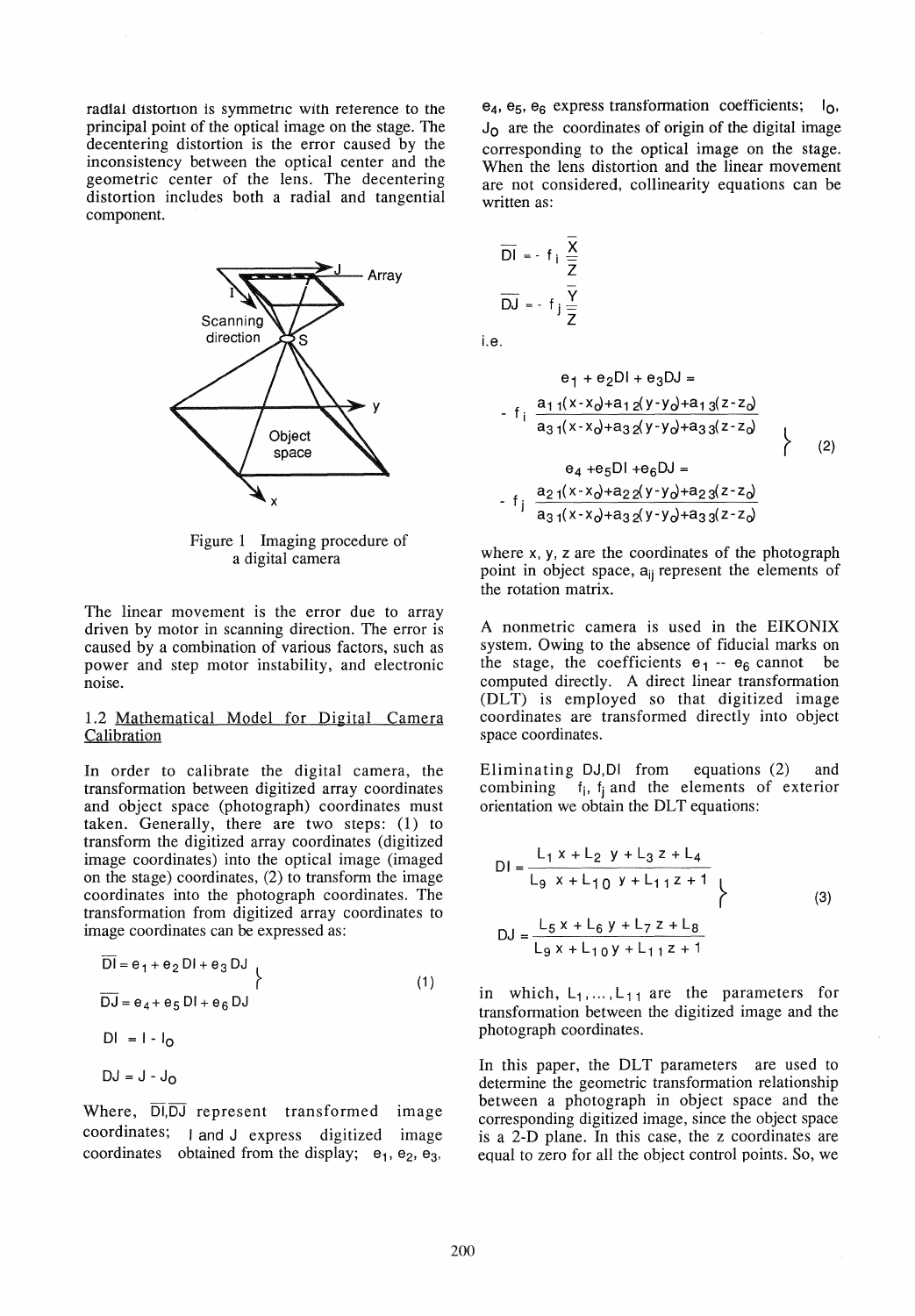radial distortion is symmetric with reference to the principal point of the optical image on the stage. The decentering distortion is the error caused by the inconsistency between the optical center and the geometric center of the lens. The decentering distortion includes both a radial and tangential component.

Figure 1 Imaging procedure of a digital camera

The linear movement is the error due to array driven by motor in scanning direction. The error is caused by a combination of various factors, such as power and step motor instability, and electronic noise.

### 1.2 Mathematical Model for Digital Camera Calibration

In order to calibrate the digital camera, the transformation between digitized array coordinates and object space (photograph) coordinates must taken. Generally, there are two steps: (1) to transform the digitized array coordinates (digitized image coordinates) into the optical image (imaged on the stage) coordinates, (2) to transform the image coordinates into the photograph coordinates. The transformation from digitized array coordinates to image coordinates can be expressed as:

$$\left.\begin{aligned} \overline{DI} &= e_1 + e_2\,DI + e_3\,DJ \\ \overline{DJ} &= e_4 + e_5\,DI + e_6\,DJ \end{aligned}\right\} \quad (1)$$

$$DI = I - I_0$$

$$DJ = J - J_0$$

Where, $\overline{DI}, \overline{DJ}$ represent transformed image coordinates; $I$ and $J$ express digitized image coordinates obtained from the display; $e_1$, $e_2$, $e_3$, $e_4$, $e_5$, $e_6$ express transformation coefficients; $I_0$, $J_0$ are the coordinates of origin of the digital image corresponding to the optical image on the stage. When the lens distortion and the linear movement are not considered, collinearity equations can be written as:

$$\overline{DI} = -f_i\,\frac{\overline{X}}{\overline{Z}}$$

$$\overline{DJ} = -f_j\,\frac{\overline{Y}}{\overline{Z}}$$

i.e.

$$\left.\begin{aligned} e_1 + e_2 DI + e_3 DJ &= -f_i\,\frac{a_{11}(x-x_o)+a_{12}(y-y_o)+a_{13}(z-z_o)}{a_{31}(x-x_o)+a_{32}(y-y_o)+a_{33}(z-z_o)} \\ e_4 + e_5 DI + e_6 DJ &= -f_j\,\frac{a_{21}(x-x_o)+a_{22}(y-y_o)+a_{23}(z-z_o)}{a_{31}(x-x_o)+a_{32}(y-y_o)+a_{33}(z-z_o)} \end{aligned}\right\} \quad (2)$$

where x, y, z are the coordinates of the photograph point in object space, $a_{ij}$ represent the elements of the rotation matrix.

A nonmetric camera is used in the EIKONIX system. Owing to the absence of fiducial marks on the stage, the coefficients $e_1$ -- $e_6$ cannot be computed directly. A direct linear transformation (DLT) is employed so that digitized image coordinates are transformed directly into object space coordinates.

Eliminating DJ,DI from equations (2) and combining $f_i$, $f_j$ and the elements of exterior orientation we obtain the DLT equations:

$$\left.\begin{aligned} DI &= \frac{L_1 x + L_2 y + L_3 z + L_4}{L_9 x + L_{10} y + L_{11} z + 1} \\ DJ &= \frac{L_5 x + L_6 y + L_7 z + L_8}{L_9 x + L_{10} y + L_{11} z + 1} \end{aligned}\right\} \quad (3)$$

in which, $L_1, \ldots, L_{11}$ are the parameters for transformation between the digitized image and the photograph coordinates.

In this paper, the DLT parameters are used to determine the geometric transformation relationship between a photograph in object space and the corresponding digitized image, since the object space is a 2-D plane. In this case, the z coordinates are equal to zero for all the object control points. So, we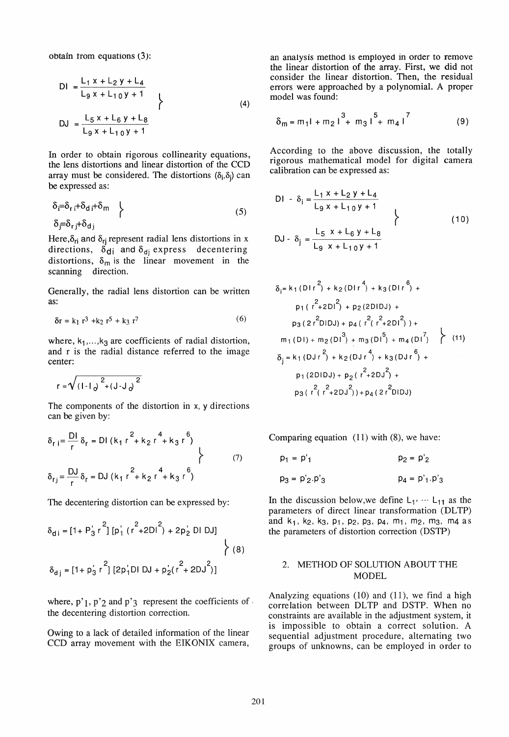obtain from equations (3):

$$
\left.
\begin{aligned}
DI &= \frac{L_1 x + L_2 y + L_4}{L_9 x + L_{10} y + 1} \\
DJ &= \frac{L_5 x + L_6 y + L_8}{L_9 x + L_{10} y + 1}
\end{aligned}
\right\} \tag{4}
$$

In order to obtain rigorous collinearity equations, the lens distortions and linear distortion of the CCD array must be considered. The distortions ($\delta_i, \delta_j$) can be expressed as:

$$
\left.
\begin{aligned}
\delta_i &= \delta_{ri} + \delta_{di} + \delta_m \\
\delta_j &= \delta_{rj} + \delta_{dj}
\end{aligned}
\right\} \tag{5}
$$

Here, $\delta_{ri}$ and $\delta_{rj}$ represent radial lens distortions in x directions, $\delta_{di}$ and $\delta_{dj}$ express decentering distortions, $\delta_m$ is the linear movement in the scanning direction.

Generally, the radial lens distortion can be written as:

$$
\delta r = k_1 r^3 + k_2 r^5 + k_3 r^7 \tag{6}
$$

where, $k_1, \ldots, k_3$ are coefficients of radial distortion, and r is the radial distance referred to the image center:

$$
r = \sqrt{(I - I_0)^2 + (J - J_0)^2}
$$

The components of the distortion in x, y directions can be given by:

$$
\left.
\begin{aligned}
\delta_{ri} &= \frac{DI}{r}\delta_r = DI\,(k_1 r^2 + k_2 r^4 + k_3 r^6) \\
\delta_{rj} &= \frac{DJ}{r}\delta_r = DJ\,(k_1 r^2 + k_2 r^4 + k_3 r^6)
\end{aligned}
\right\} \tag{7}
$$

The decentering distortion can be expressed by:

$$
\left.
\begin{aligned}
\delta_{di} &= [1 + p'_3 r^2]\,[p'_1 (r^2 + 2DI^2) + 2p'_2\, DI\, DJ] \\
\delta_{dj} &= [1 + p'_3 r^2]\,[2p'_1 DI\, DJ + p'_2 (r^2 + 2DJ^2)]
\end{aligned}
\right\} \tag{8}
$$

where, $p'_1$, $p'_2$ and $p'_3$ represent the coefficients of the decentering distortion correction.

Owing to a lack of detailed information of the linear CCD array movement with the EIKONIX camera, an analysis method is employed in order to remove the linear distortion of the array. First, we did not consider the linear distortion. Then, the residual errors were approached by a polynomial. A proper model was found:

$$
\delta_m = m_1 I + m_2 I^3 + m_3 I^5 + m_4 I^7 \tag{9}
$$

According to the above discussion, the totally rigorous mathematical model for digital camera calibration can be expressed as:

$$
\left.
\begin{aligned}
DI - \delta_i &= \frac{L_1 x + L_2 y + L_4}{L_9 x + L_{10} y + 1} \\
DJ - \delta_j &= \frac{L_5 x + L_6 y + L_8}{L_9 x + L_{10} y + 1}
\end{aligned}
\right\} \tag{10}
$$

$$
\left.
\begin{aligned}
\delta_i = {} & k_1 (DI\, r^2) + k_2 (DI\, r^4) + k_3 (DI\, r^6) + \\
& p_1 (r^2 + 2DI^2) + p_2 (2DI\,DJ) + \\
& p_3 (2r^2 DI\,DJ) + p_4 (r^2 (r^2 + 2DI^2)) + \\
& m_1 (DI) + m_2 (DI^3) + m_3 (DI^5) + m_4 (DI^7) \\
\delta_j = {} & k_1 (DJ\, r^2) + k_2 (DJ\, r^4) + k_3 (DJ\, r^6) + \\
& p_1 (2DI\,DJ) + p_2 (r^2 + 2DJ^2) + \\
& p_3 (r^2 (r^2 + 2DJ^2)) + p_4 (2r^2 DI\,DJ)
\end{aligned}
\right\} \tag{11}
$$

Comparing equation (11) with (8), we have:

$$
p_1 = p'_1 \qquad p_2 = p'_2
$$

$$
p_3 = p'_2 \cdot p'_3 \qquad p_4 = p'_1 \cdot p'_3
$$

In the discussion below, we define $L_1, \cdots L_{11}$ as the parameters of direct linear transformation (DLTP) and $k_1, k_2, k_3, p_1, p_2, p_3, p_4, m_1, m_2, m_3, m_4$ as the parameters of distortion correction (DSTP)

## 2. METHOD OF SOLUTION ABOUT THE MODEL

Analyzing equations (10) and (11), we find a high correlation between DLTP and DSTP. When no constraints are available in the adjustment system, it is impossible to obtain a correct solution. A sequential adjustment procedure, alternating two groups of unknowns, can be employed in order to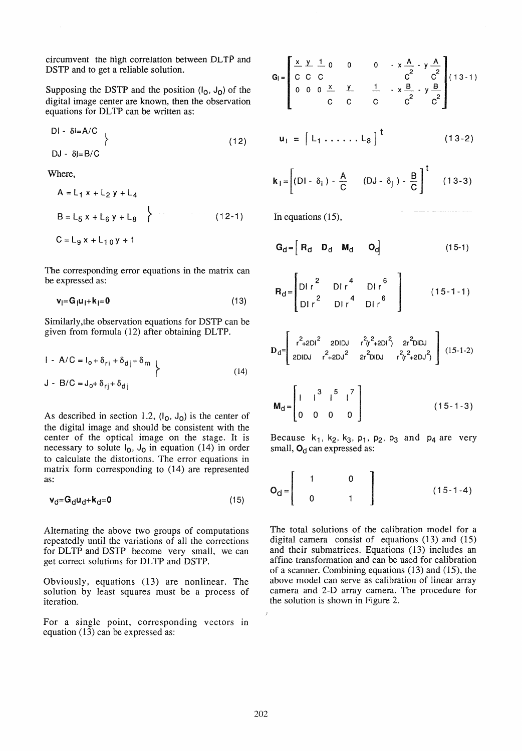circumvent the high correlation between DLTP and DSTP and to get a reliable solution.

Supposing the DSTP and the position ($I_0$, $J_0$) of the digital image center are known, then the observation equations for DLTP can be written as:

$$\left.\begin{aligned} DI - \delta i &= A/C \\ DJ - \delta j &= B/C \end{aligned}\right\} \tag{12}$$

Where,

$$\left.\begin{aligned} A &= L_1 x + L_2 y + L_4 \\ B &= L_5 x + L_6 y + L_8 \\ C &= L_9 x + L_{10} y + 1 \end{aligned}\right\} \tag{12-1}$$

The corresponding error equations in the matrix can be expressed as:

$$\mathbf{v_l = G_l u_l + k_l = 0} \tag{13}$$

Similarly,the observation equations for DSTP can be given from formula (12) after obtaining DLTP.

$$\left.\begin{aligned} I - A/C &= I_o + \delta_{ri} + \delta_{dj} + \delta_m \\ J - B/C &= J_o + \delta_{rj} + \delta_{dj} \end{aligned}\right\} \tag{14}$$

As described in section 1.2, ($I_o$, $J_o$) is the center of the digital image and should be consistent with the center of the optical image on the stage. It is necessary to solute $I_o$, $J_o$ in equation (14) in order to calculate the distortions. The error equations in matrix form corresponding to (14) are represented as:

$$\mathbf{v_d = G_d u_d + k_d = 0} \tag{15}$$

Alternating the above two groups of computations repeatedly until the variations of all the corrections for DLTP and DSTP become very small, we can get correct solutions for DLTP and DSTP.

Obviously, equations (13) are nonlinear. The solution by least squares must be a process of iteration.

For a single point, corresponding vectors in equation (13) can be expressed as:

$$\mathbf{G_l} = \begin{bmatrix} \frac{x}{C} & \frac{y}{C} & \frac{1}{C} & 0 & 0 & 0 & -x\frac{A}{C^2} & -y\frac{A}{C^2} \\ 0 & 0 & 0 & \frac{x}{C} & \frac{y}{C} & \frac{1}{C} & -x\frac{B}{C^2} & -y\frac{B}{C^2} \end{bmatrix} \tag{13-1}$$

$$\mathbf{u_l} = \left[ L_1 \ldots\ldots L_8 \right]^t \tag{13-2}$$

$$\mathbf{k_l} = \left[ (DI - \delta_i) - \frac{A}{C} \quad (DJ - \delta_j) - \frac{B}{C} \right]^t \tag{13-3}$$

In equations (15),

$$\mathbf{G_d} = \left[ \mathbf{R_d} \quad \mathbf{D_d} \quad \mathbf{M_d} \quad \mathbf{O_d} \right] \tag{15-1}$$

$$\mathbf{R_d} = \begin{bmatrix} DI\,r^2 & DI\,r^4 & DI\,r^6 \\ DI\,r^2 & DI\,r^4 & DI\,r^6 \end{bmatrix} \tag{15-1-1}$$

$$\mathbf{D_d} = \begin{bmatrix} r^2{+}2DI^2 & 2DIDJ & r^2(r^2{+}2DI^2) & 2r^2DIDJ \\ 2DIDJ & r^2{+}2DJ^2 & 2r^2DIDJ & r^2(r^2{+}2DJ^2) \end{bmatrix} \tag{15-1-2}$$

$$\mathbf{M_d} = \begin{bmatrix} I & I^3 & I^5 & I^7 \\ 0 & 0 & 0 & 0 \end{bmatrix} \tag{15-1-3}$$

Because $k_1$, $k_2$, $k_3$, $p_1$, $p_2$, $p_3$ and $p_4$ are very small, $\mathbf{O_d}$ can expressed as:

$$\mathbf{O_d} = \begin{bmatrix} 1 & 0 \\ 0 & 1 \end{bmatrix} \tag{15-1-4}$$

The total solutions of the calibration model for a digital camera consist of equations (13) and (15) and their submatrices. Equations (13) includes an affine transformation and can be used for calibration of a scanner. Combining equations (13) and (15), the above model can serve as calibration of linear array camera and 2-D array camera. The procedure for the solution is shown in Figure 2.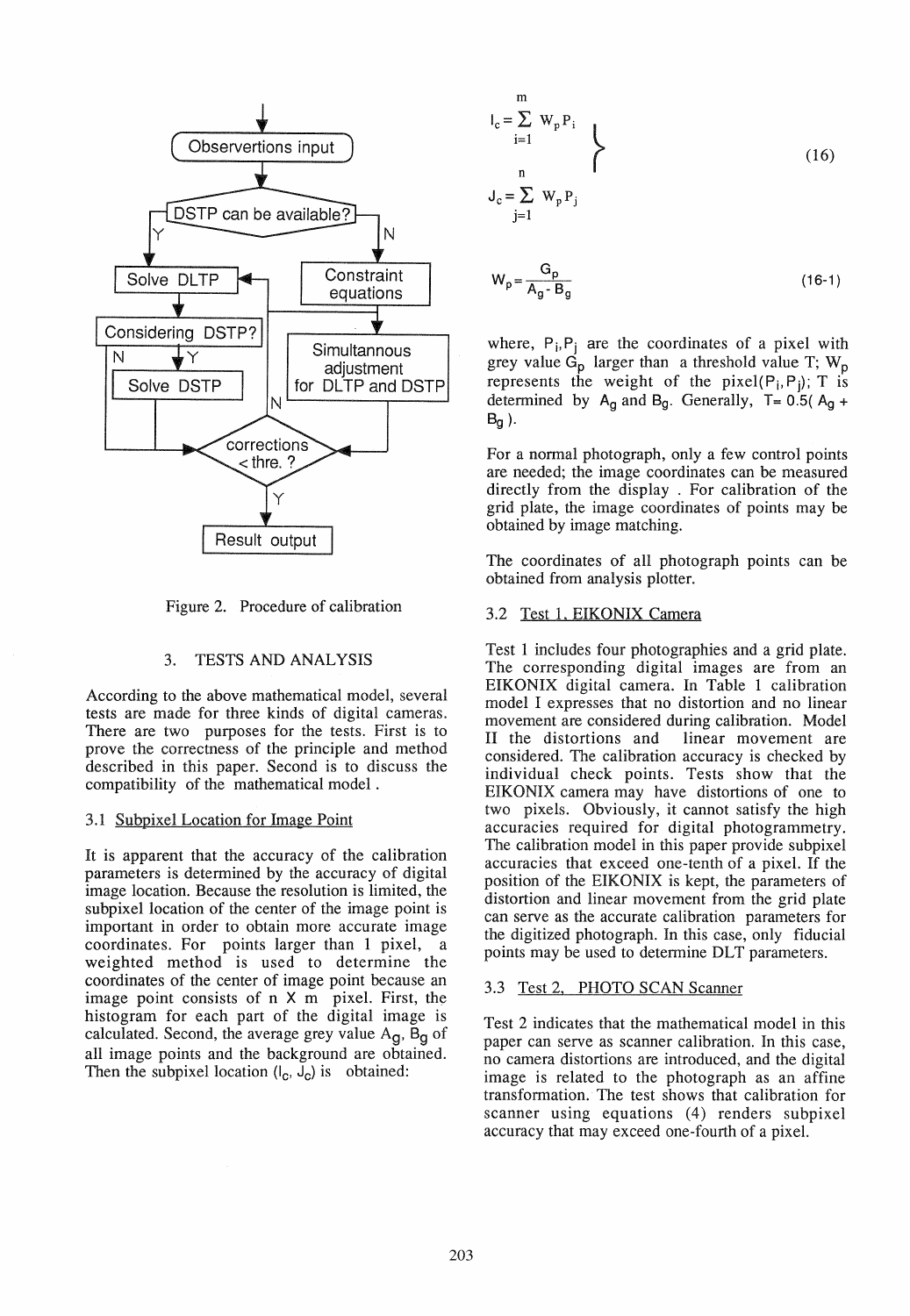Figure 2. Procedure of calibration

## 3. TESTS AND ANALYSIS

According to the above mathematical model, several tests are made for three kinds of digital cameras. There are two purposes for the tests. First is to prove the correctness of the principle and method described in this paper. Second is to discuss the compatibility of the mathematical model.

### 3.1 Subpixel Location for Image Point

It is apparent that the accuracy of the calibration parameters is determined by the accuracy of digital image location. Because the resolution is limited, the subpixel location of the center of the image point is important in order to obtain more accurate image coordinates. For points larger than 1 pixel, a weighted method is used to determine the coordinates of the center of image point because an image point consists of n X m pixel. First, the histogram for each part of the digital image is calculated. Second, the average grey value $A_g$, $B_g$ of all image points and the background are obtained. Then the subpixel location ($I_c$, $J_c$) is obtained:

$$\left.\begin{aligned} I_c &= \sum_{i=1}^{m} W_p P_i \\ J_c &= \sum_{j=1}^{n} W_p P_j \end{aligned}\right\} \tag{16}$$

$$W_p = \frac{G_p}{A_g - B_g} \tag{16-1}$$

where, $P_i, P_j$ are the coordinates of a pixel with grey value $G_p$ larger than a threshold value T; $W_p$ represents the weight of the pixel($P_i, P_j$); T is determined by $A_g$ and $B_g$. Generally, $T = 0.5(A_g + B_g)$.

For a normal photograph, only a few control points are needed; the image coordinates can be measured directly from the display . For calibration of the grid plate, the image coordinates of points may be obtained by image matching.

The coordinates of all photograph points can be obtained from analysis plotter.

### 3.2 Test 1. EIKONIX Camera

Test 1 includes four photographies and a grid plate. The corresponding digital images are from an EIKONIX digital camera. In Table 1 calibration model I expresses that no distortion and no linear movement are considered during calibration. Model II the distortions and linear movement are considered. The calibration accuracy is checked by individual check points. Tests show that the EIKONIX camera may have distortions of one to two pixels. Obviously, it cannot satisfy the high accuracies required for digital photogrammetry. The calibration model in this paper provide subpixel accuracies that exceed one-tenth of a pixel. If the position of the EIKONIX is kept, the parameters of distortion and linear movement from the grid plate can serve as the accurate calibration parameters for the digitized photograph. In this case, only fiducial points may be used to determine DLT parameters.

### 3.3 Test 2. PHOTO SCAN Scanner

Test 2 indicates that the mathematical model in this paper can serve as scanner calibration. In this case, no camera distortions are introduced, and the digital image is related to the photograph as an affine transformation. The test shows that calibration for scanner using equations (4) renders subpixel accuracy that may exceed one-fourth of a pixel.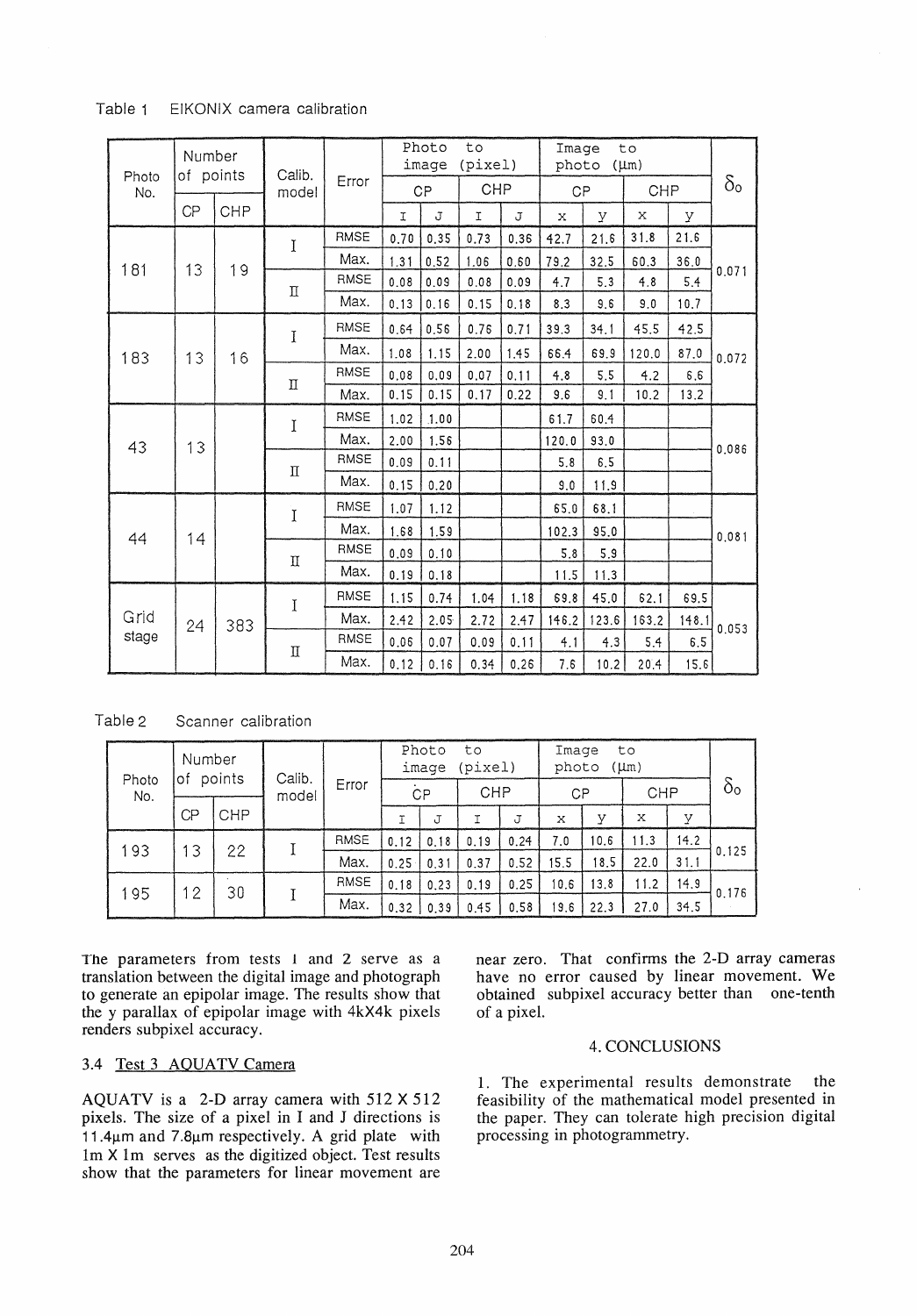Table 1 EIKONIX camera calibration

| Photo No. | Number of points | | Calib. model | Error | Photo to image (pixel) | | | | Image to photo (μm) | | | | $\delta_o$ |
|---|---|---|---|---|---|---|---|---|---|---|---|---|---|
| | | | | | CP | | CHP | | CP | | CHP | | |
| | CP | CHP | | | I | J | I | J | x | y | x | y | |
| 181 | 13 | 19 | I | RMSE | 0.70 | 0.35 | 0.73 | 0.36 | 42.7 | 21.6 | 31.8 | 21.6 | 0.071 |
| | | | | Max. | 1.31 | 0.52 | 1.06 | 0.60 | 79.2 | 32.5 | 60.3 | 36.0 | |
| | | | II | RMSE | 0.08 | 0.09 | 0.08 | 0.09 | 4.7 | 5.3 | 4.8 | 5.4 | |
| | | | | Max. | 0.13 | 0.16 | 0.15 | 0.18 | 8.3 | 9.6 | 9.0 | 10.7 | |
| 183 | 13 | 16 | I | RMSE | 0.64 | 0.56 | 0.76 | 0.71 | 39.3 | 34.1 | 45.5 | 42.5 | 0.072 |
| | | | | Max. | 1.08 | 1.15 | 2.00 | 1.45 | 66.4 | 69.9 | 120.0 | 87.0 | |
| | | | II | RMSE | 0.08 | 0.09 | 0.07 | 0.11 | 4.8 | 5.5 | 4.2 | 6.6 | |
| | | | | Max. | 0.15 | 0.15 | 0.17 | 0.22 | 9.6 | 9.1 | 10.2 | 13.2 | |
| 43 | 13 | | I | RMSE | 1.02 | 1.00 | | | 61.7 | 60.4 | | | 0.086 |
| | | | | Max. | 2.00 | 1.56 | | | 120.0 | 93.0 | | | |
| | | | II | RMSE | 0.09 | 0.11 | | | 5.8 | 6.5 | | | |
| | | | | Max. | 0.15 | 0.20 | | | 9.0 | 11.9 | | | |
| 44 | 14 | | I | RMSE | 1.07 | 1.12 | | | 65.0 | 68.1 | | | 0.081 |
| | | | | Max. | 1.68 | 1.59 | | | 102.3 | 95.0 | | | |
| | | | II | RMSE | 0.09 | 0.10 | | | 5.8 | 5.9 | | | |
| | | | | Max. | 0.19 | 0.18 | | | 11.5 | 11.3 | | | |
| Grid stage | 24 | 383 | I | RMSE | 1.15 | 0.74 | 1.04 | 1.18 | 69.8 | 45.0 | 62.1 | 69.5 | 0.053 |
| | | | | Max. | 2.42 | 2.05 | 2.72 | 2.47 | 146.2 | 123.6 | 163.2 | 148.1 | |
| | | | II | RMSE | 0.06 | 0.07 | 0.09 | 0.11 | 4.1 | 4.3 | 5.4 | 6.5 | |
| | | | | Max. | 0.12 | 0.16 | 0.34 | 0.26 | 7.6 | 10.2 | 20.4 | 15.6 | |

Table 2 Scanner calibration

| Photo No. | Number of points | | Calib. model | Error | Photo to image (pixel) | | | | Image to photo (μm) | | | | $\delta_o$ |
|---|---|---|---|---|---|---|---|---|---|---|---|---|---|
| | | | | | CP | | CHP | | CP | | CHP | | |
| | CP | CHP | | | I | J | I | J | x | y | x | y | |
| 193 | 13 | 22 | I | RMSE | 0.12 | 0.18 | 0.19 | 0.24 | 7.0 | 10.6 | 11.3 | 14.2 | 0.125 |
| | | | | Max. | 0.25 | 0.31 | 0.37 | 0.52 | 15.5 | 18.5 | 22.0 | 31.1 | |
| 195 | 12 | 30 | I | RMSE | 0.18 | 0.23 | 0.19 | 0.25 | 10.6 | 13.8 | 11.2 | 14.9 | 0.176 |
| | | | | Max. | 0.32 | 0.39 | 0.45 | 0.58 | 19.6 | 22.3 | 27.0 | 34.5 | |

The parameters from tests 1 and 2 serve as a translation between the digital image and photograph to generate an epipolar image. The results show that the y parallax of epipolar image with 4kX4k pixels renders subpixel accuracy.

### 3.4 Test 3 AQUATV Camera

AQUATV is a 2-D array camera with 512 X 512 pixels. The size of a pixel in I and J directions is 11.4μm and 7.8μm respectively. A grid plate with 1m X 1m serves as the digitized object. Test results show that the parameters for linear movement are near zero. That confirms the 2-D array cameras have no error caused by linear movement. We obtained subpixel accuracy better than one-tenth of a pixel.

## 4. CONCLUSIONS

1. The experimental results demonstrate the feasibility of the mathematical model presented in the paper. They can tolerate high precision digital processing in photogrammetry.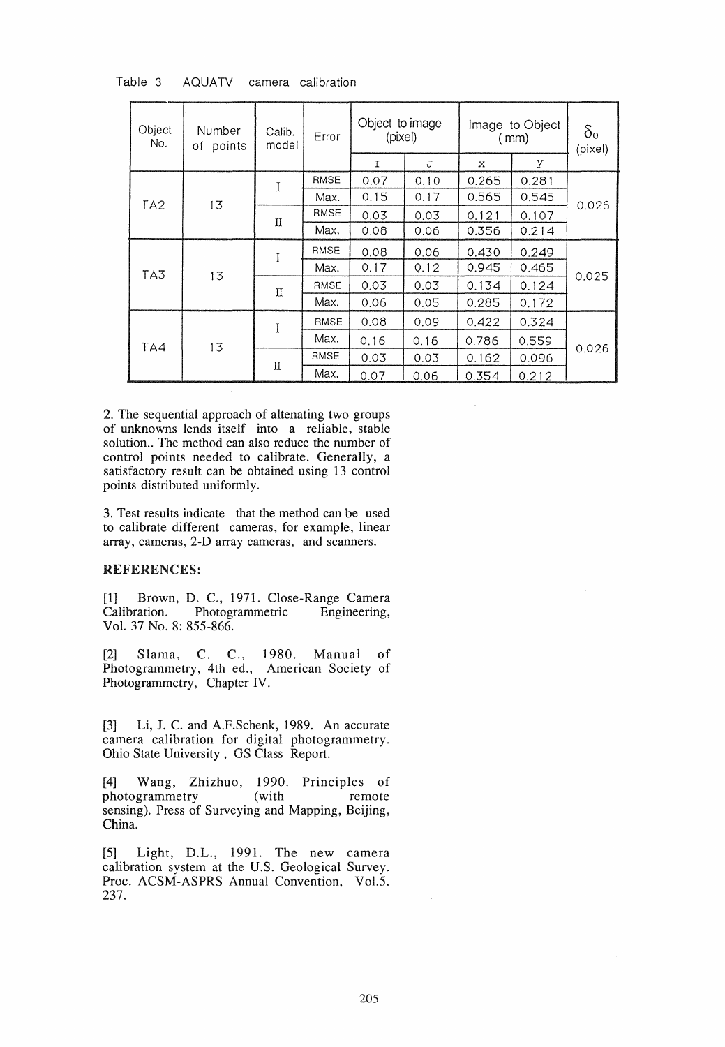Table 3 AQUATV camera calibration

| Object No. | Number of points | Calib. model | Error | Object to image (pixel) | | Image to Object (mm) | | $\delta_0$ (pixel) |
|---|---|---|---|---|---|---|---|---|
| | | | | I | J | x | y | |
| TA2 | 13 | I | RMSE | 0.07 | 0.10 | 0.265 | 0.281 | 0.026 |
| | | | Max. | 0.15 | 0.17 | 0.565 | 0.545 | |
| | | II | RMSE | 0.03 | 0.03 | 0.121 | 0.107 | |
| | | | Max. | 0.08 | 0.06 | 0.356 | 0.214 | |
| TA3 | 13 | I | RMSE | 0.08 | 0.06 | 0.430 | 0.249 | 0.025 |
| | | | Max. | 0.17 | 0.12 | 0.945 | 0.465 | |
| | | II | RMSE | 0.03 | 0.03 | 0.134 | 0.124 | |
| | | | Max. | 0.06 | 0.05 | 0.285 | 0.172 | |
| TA4 | 13 | I | RMSE | 0.08 | 0.09 | 0.422 | 0.324 | 0.026 |
| | | | Max. | 0.16 | 0.16 | 0.786 | 0.559 | |
| | | II | RMSE | 0.03 | 0.03 | 0.162 | 0.096 | |
| | | | Max. | 0.07 | 0.06 | 0.354 | 0.212 | |

2. The sequential approach of altenating two groups of unknowns lends itself into a reliable, stable solution.. The method can also reduce the number of control points needed to calibrate. Generally, a satisfactory result can be obtained using 13 control points distributed uniformly.

3. Test results indicate that the method can be used to calibrate different cameras, for example, linear array, cameras, 2-D array cameras, and scanners.

## REFERENCES:

[1] Brown, D. C., 1971. Close-Range Camera Calibration. Photogrammetric Engineering, Vol. 37 No. 8: 855-866.

[2] Slama, C. C., 1980. Manual of Photogrammetry, 4th ed., American Society of Photogrammetry, Chapter IV.

[3] Li, J. C. and A.F.Schenk, 1989. An accurate camera calibration for digital photogrammetry. Ohio State University, GS Class Report.

[4] Wang, Zhizhuo, 1990. Principles of photogrammetry (with remote sensing). Press of Surveying and Mapping, Beijing, China.

[5] Light, D.L., 1991. The new camera calibration system at the U.S. Geological Survey. Proc. ACSM-ASPRS Annual Convention, Vol.5. 237.